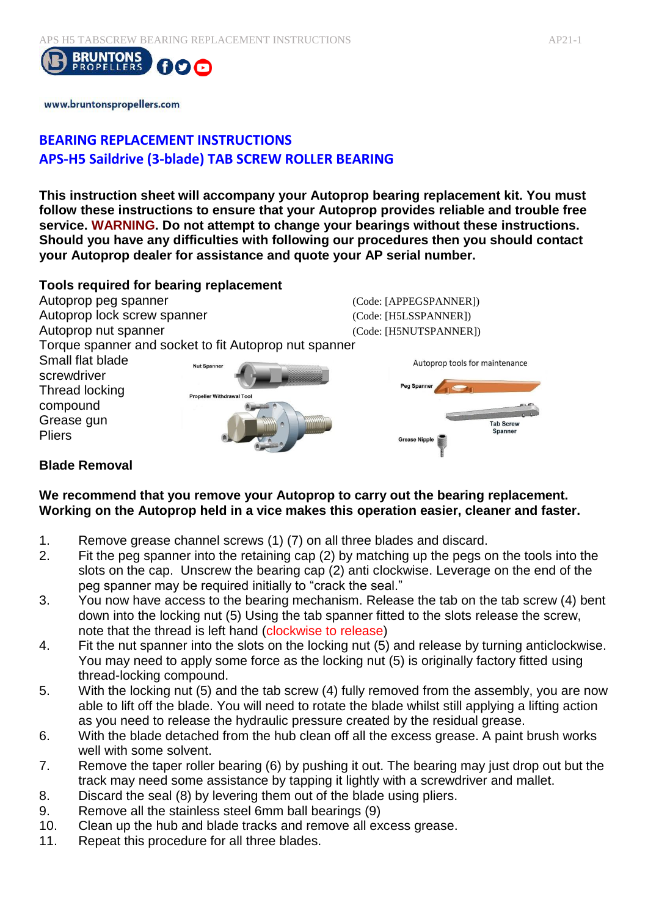www.bruntonspropellers.com

## BEARING REPLACEMENT INSTRUCTIONS
## APS-H5 Saildrive (3-blade) TAB SCREW ROLLER BEARING

**This instruction sheet will accompany your Autoprop bearing replacement kit. You must follow these instructions to ensure that your Autoprop provides reliable and trouble free service. WARNING. Do not attempt to change your bearings without these instructions. Should you have any difficulties with following our procedures then you should contact your Autoprop dealer for assistance and quote your AP serial number.**

**Tools required for bearing replacement**

Autoprop peg spanner (Code: [APPEGSPANNER])
Autoprop lock screw spanner (Code: [H5LSSPANNER])
Autoprop nut spanner (Code: [H5NUTSPANNER])
Torque spanner and socket to fit Autoprop nut spanner
Small flat blade screwdriver
Thread locking compound
Grease gun
Pliers

**Blade Removal**

**We recommend that you remove your Autoprop to carry out the bearing replacement. Working on the Autoprop held in a vice makes this operation easier, cleaner and faster.**

1. Remove grease channel screws (1) (7) on all three blades and discard.
2. Fit the peg spanner into the retaining cap (2) by matching up the pegs on the tools into the slots on the cap. Unscrew the bearing cap (2) anti clockwise. Leverage on the end of the peg spanner may be required initially to "crack the seal."
3. You now have access to the bearing mechanism. Release the tab on the tab screw (4) bent down into the locking nut (5) Using the tab spanner fitted to the slots release the screw, note that the thread is left hand (clockwise to release)
4. Fit the nut spanner into the slots on the locking nut (5) and release by turning anticlockwise. You may need to apply some force as the locking nut (5) is originally factory fitted using thread-locking compound.
5. With the locking nut (5) and the tab screw (4) fully removed from the assembly, you are now able to lift off the blade. You will need to rotate the blade whilst still applying a lifting action as you need to release the hydraulic pressure created by the residual grease.
6. With the blade detached from the hub clean off all the excess grease. A paint brush works well with some solvent.
7. Remove the taper roller bearing (6) by pushing it out. The bearing may just drop out but the track may need some assistance by tapping it lightly with a screwdriver and mallet.
8. Discard the seal (8) by levering them out of the blade using pliers.
9. Remove all the stainless steel 6mm ball bearings (9)
10. Clean up the hub and blade tracks and remove all excess grease.
11. Repeat this procedure for all three blades.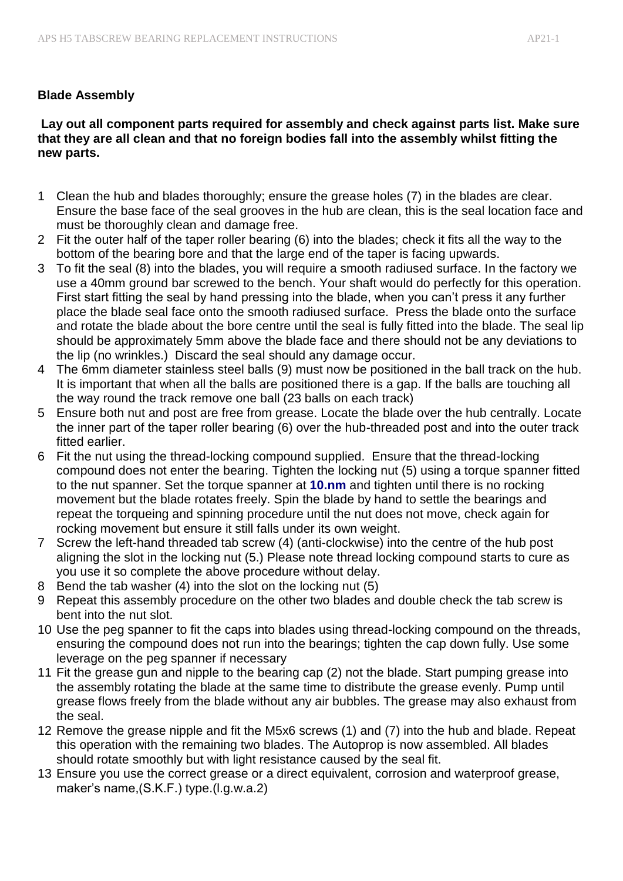### Blade Assembly

**Lay out all component parts required for assembly and check against parts list. Make sure that they are all clean and that no foreign bodies fall into the assembly whilst fitting the new parts.**

1. Clean the hub and blades thoroughly; ensure the grease holes (7) in the blades are clear. Ensure the base face of the seal grooves in the hub are clean, this is the seal location face and must be thoroughly clean and damage free.
2. Fit the outer half of the taper roller bearing (6) into the blades; check it fits all the way to the bottom of the bearing bore and that the large end of the taper is facing upwards.
3. To fit the seal (8) into the blades, you will require a smooth radiused surface. In the factory we use a 40mm ground bar screwed to the bench. Your shaft would do perfectly for this operation. First start fitting the seal by hand pressing into the blade, when you can't press it any further place the blade seal face onto the smooth radiused surface. Press the blade onto the surface and rotate the blade about the bore centre until the seal is fully fitted into the blade. The seal lip should be approximately 5mm above the blade face and there should not be any deviations to the lip (no wrinkles.) Discard the seal should any damage occur.
4. The 6mm diameter stainless steel balls (9) must now be positioned in the ball track on the hub. It is important that when all the balls are positioned there is a gap. If the balls are touching all the way round the track remove one ball (23 balls on each track)
5. Ensure both nut and post are free from grease. Locate the blade over the hub centrally. Locate the inner part of the taper roller bearing (6) over the hub-threaded post and into the outer track fitted earlier.
6. Fit the nut using the thread-locking compound supplied. Ensure that the thread-locking compound does not enter the bearing. Tighten the locking nut (5) using a torque spanner fitted to the nut spanner. Set the torque spanner at **10.nm** and tighten until there is no rocking movement but the blade rotates freely. Spin the blade by hand to settle the bearings and repeat the torqueing and spinning procedure until the nut does not move, check again for rocking movement but ensure it still falls under its own weight.
7. Screw the left-hand threaded tab screw (4) (anti-clockwise) into the centre of the hub post aligning the slot in the locking nut (5.) Please note thread locking compound starts to cure as you use it so complete the above procedure without delay.
8. Bend the tab washer (4) into the slot on the locking nut (5)
9. Repeat this assembly procedure on the other two blades and double check the tab screw is bent into the nut slot.
10. Use the peg spanner to fit the caps into blades using thread-locking compound on the threads, ensuring the compound does not run into the bearings; tighten the cap down fully. Use some leverage on the peg spanner if necessary
11. Fit the grease gun and nipple to the bearing cap (2) not the blade. Start pumping grease into the assembly rotating the blade at the same time to distribute the grease evenly. Pump until grease flows freely from the blade without any air bubbles. The grease may also exhaust from the seal.
12. Remove the grease nipple and fit the M5x6 screws (1) and (7) into the hub and blade. Repeat this operation with the remaining two blades. The Autoprop is now assembled. All blades should rotate smoothly but with light resistance caused by the seal fit.
13. Ensure you use the correct grease or a direct equivalent, corrosion and waterproof grease, maker's name,(S.K.F.) type.(l.g.w.a.2)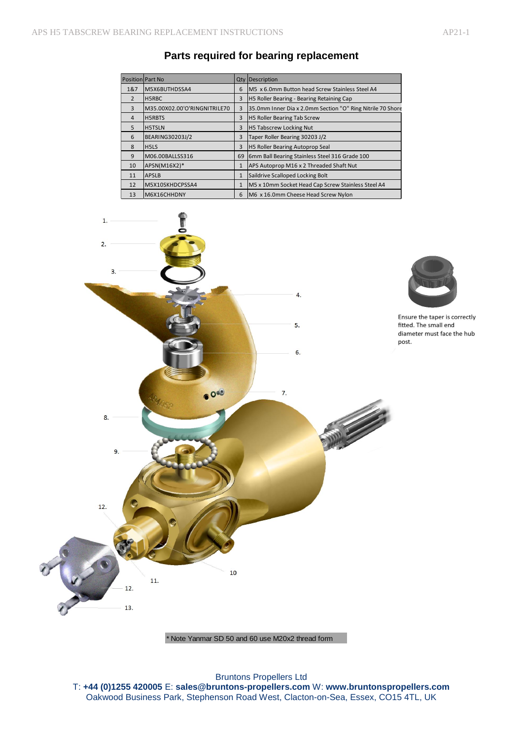## Parts required for bearing replacement

| Position | Part No | Qty | Description |
|---|---|---|---|
| 1&7 | M5X6BUTHDSSA4 | 6 | M5 x 6.0mm Button head Screw Stainless Steel A4 |
| 2 | H5RBC | 3 | H5 Roller Bearing - Bearing Retaining Cap |
| 3 | M35.00X02.00'O'RINGNITRILE70 | 3 | 35.0mm Inner Dia x 2.0mm Section "O" Ring Nitrile 70 Shore |
| 4 | H5RBTS | 3 | H5 Roller Bearing Tab Screw |
| 5 | H5TSLN | 3 | H5 Tabscrew Locking Nut |
| 6 | BEARING30203J/2 | 3 | Taper Roller Bearing 30203 J/2 |
| 8 | H5LS | 3 | H5 Roller Bearing Autoprop Seal |
| 9 | M06.00BALLSS316 | 69 | 6mm Ball Bearing Stainless Steel 316 Grade 100 |
| 10 | APSN(M16X2)* | 1 | APS Autoprop M16 x 2 Threaded Shaft Nut |
| 11 | APSLB | 1 | Saildrive Scalloped Locking Bolt |
| 12 | M5X10SKHDCPSSA4 | 1 | M5 x 10mm Socket Head Cap Screw Stainless Steel A4 |
| 13 | M6X16CHHDNY | 6 | M6 x 16.0mm Cheese Head Screw Nylon |

1.
2.
3.
4.
5.
6.
7.
8.
9.
10
11.
12.
12.
13.

Ensure the taper is correctly fitted. The small end diameter must face the hub post.

\* Note Yanmar SD 50 and 60 use M20x2 thread form

Bruntons Propellers Ltd
T: **+44 (0)1255 420005** E: **sales@bruntons-propellers.com** W: **www.bruntonspropellers.com**
Oakwood Business Park, Stephenson Road West, Clacton-on-Sea, Essex, CO15 4TL, UK